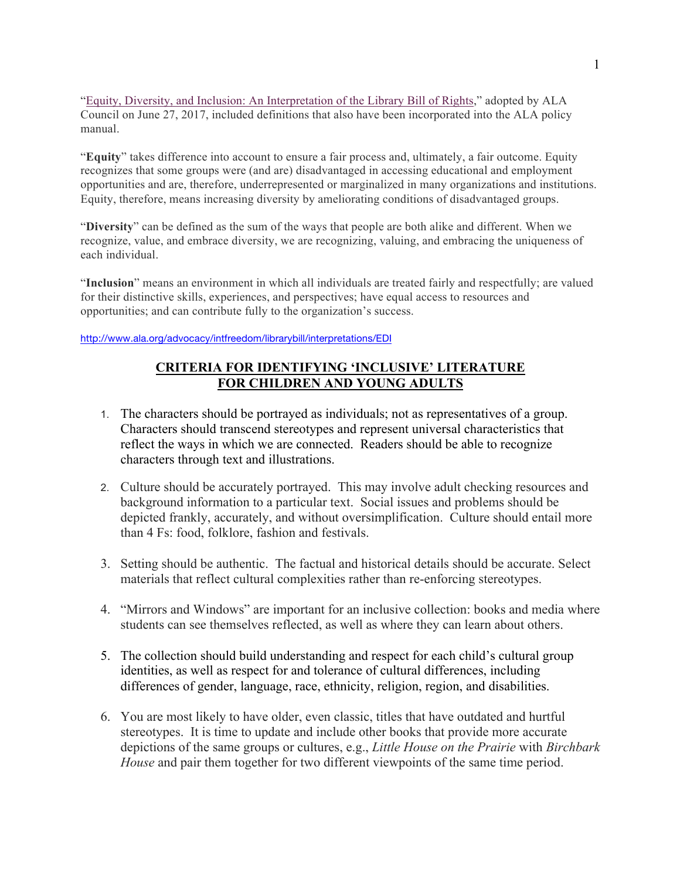"[Equity, Diversity, and Inclusion: An Interpretation of the Library Bill of Rights](http://www.ala.org/advocacy/intfreedom/librarybill/interpretations/EDI)," adopted by ALA Council on June 27, 2017, included definitions that also have been incorporated into the ALA policy manual.

"**Equity**" takes difference into account to ensure a fair process and, ultimately, a fair outcome. Equity recognizes that some groups were (and are) disadvantaged in accessing educational and employment opportunities and are, therefore, underrepresented or marginalized in many organizations and institutions. Equity, therefore, means increasing diversity by ameliorating conditions of disadvantaged groups.

"**Diversity**" can be defined as the sum of the ways that people are both alike and different. When we recognize, value, and embrace diversity, we are recognizing, valuing, and embracing the uniqueness of each individual.

"**Inclusion**" means an environment in which all individuals are treated fairly and respectfully; are valued for their distinctive skills, experiences, and perspectives; have equal access to resources and opportunities; and can contribute fully to the organization's success.

http://www.ala.org/advocacy/intfreedom/librarybill/interpretations/EDI

## CRITERIA FOR IDENTIFYING 'INCLUSIVE' LITERATURE FOR CHILDREN AND YOUNG ADULTS

1. The characters should be portrayed as individuals; not as representatives of a group. Characters should transcend stereotypes and represent universal characteristics that reflect the ways in which we are connected. Readers should be able to recognize characters through text and illustrations.

2. Culture should be accurately portrayed. This may involve adult checking resources and background information to a particular text. Social issues and problems should be depicted frankly, accurately, and without oversimplification. Culture should entail more than 4 Fs: food, folklore, fashion and festivals.

3. Setting should be authentic. The factual and historical details should be accurate. Select materials that reflect cultural complexities rather than re-enforcing stereotypes.

4. "Mirrors and Windows" are important for an inclusive collection: books and media where students can see themselves reflected, as well as where they can learn about others.

5. The collection should build understanding and respect for each child's cultural group identities, as well as respect for and tolerance of cultural differences, including differences of gender, language, race, ethnicity, religion, region, and disabilities.

6. You are most likely to have older, even classic, titles that have outdated and hurtful stereotypes. It is time to update and include other books that provide more accurate depictions of the same groups or cultures, e.g., *Little House on the Prairie* with *Birchbark House* and pair them together for two different viewpoints of the same time period.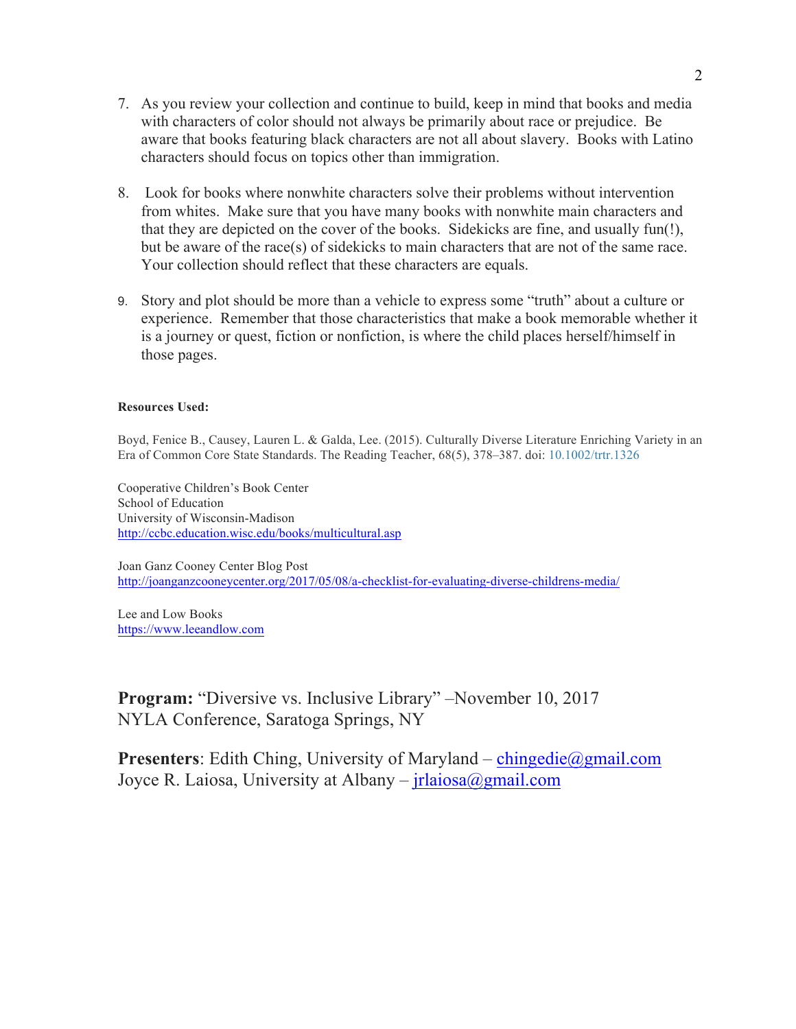7. As you review your collection and continue to build, keep in mind that books and media with characters of color should not always be primarily about race or prejudice. Be aware that books featuring black characters are not all about slavery. Books with Latino characters should focus on topics other than immigration.

8. Look for books where nonwhite characters solve their problems without intervention from whites. Make sure that you have many books with nonwhite main characters and that they are depicted on the cover of the books. Sidekicks are fine, and usually fun(!), but be aware of the race(s) of sidekicks to main characters that are not of the same race. Your collection should reflect that these characters are equals.

9. Story and plot should be more than a vehicle to express some "truth" about a culture or experience. Remember that those characteristics that make a book memorable whether it is a journey or quest, fiction or nonfiction, is where the child places herself/himself in those pages.

**Resources Used:**

Boyd, Fenice B., Causey, Lauren L. & Galda, Lee. (2015). Culturally Diverse Literature Enriching Variety in an Era of Common Core State Standards. The Reading Teacher, 68(5), 378–387. doi: 10.1002/trtr.1326

Cooperative Children's Book Center
School of Education
University of Wisconsin-Madison
http://ccbc.education.wisc.edu/books/multicultural.asp

Joan Ganz Cooney Center Blog Post
http://joanganzcooneycenter.org/2017/05/08/a-checklist-for-evaluating-diverse-childrens-media/

Lee and Low Books
https://www.leeandlow.com

**Program:** "Diversive vs. Inclusive Library" –November 10, 2017
NYLA Conference, Saratoga Springs, NY

**Presenters**: Edith Ching, University of Maryland – chingedie@gmail.com
Joyce R. Laiosa, University at Albany – jrlaiosa@gmail.com